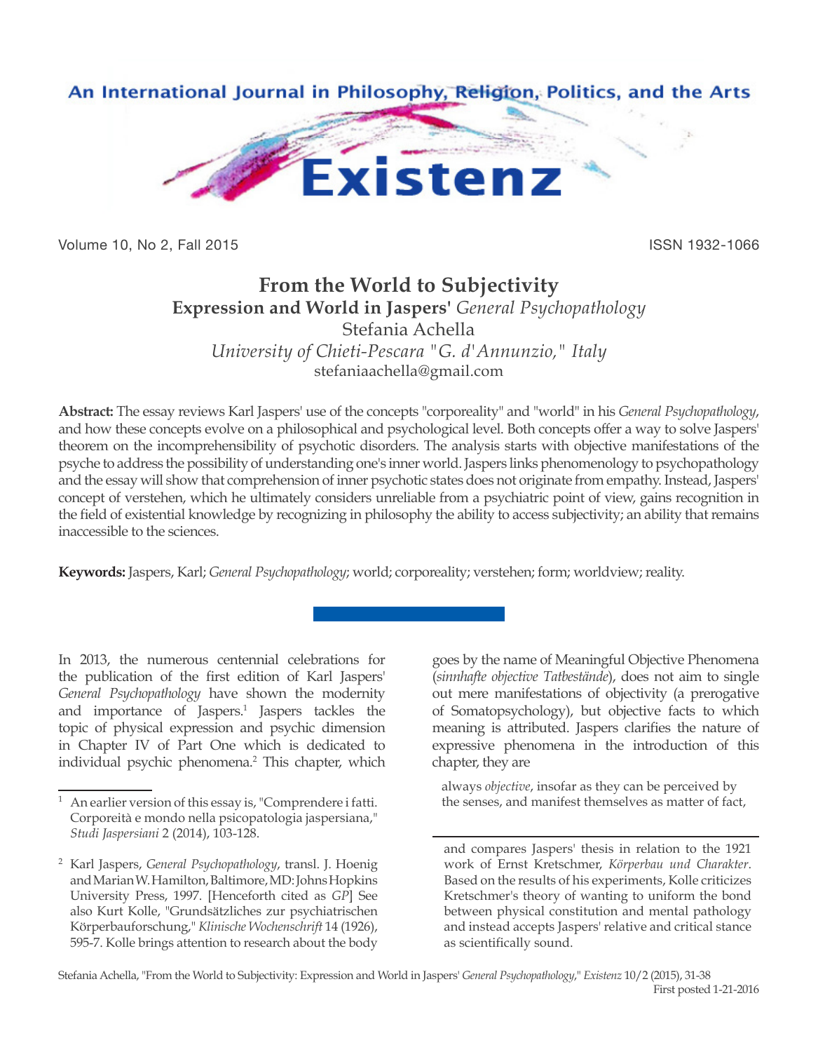# From the World to Subjectivity

## Expression and World in Jaspers' *General Psychopathology*

Stefania Achella

*University of Chieti-Pescara "G. d'Annunzio," Italy*

stefaniaachella@gmail.com

**Abstract:** The essay reviews Karl Jaspers' use of the concepts "corporeality" and "world" in his *General Psychopathology*, and how these concepts evolve on a philosophical and psychological level. Both concepts offer a way to solve Jaspers' theorem on the incomprehensibility of psychotic disorders. The analysis starts with objective manifestations of the psyche to address the possibility of understanding one's inner world. Jaspers links phenomenology to psychopathology and the essay will show that comprehension of inner psychotic states does not originate from empathy. Instead, Jaspers' concept of verstehen, which he ultimately considers unreliable from a psychiatric point of view, gains recognition in the field of existential knowledge by recognizing in philosophy the ability to access subjectivity; an ability that remains inaccessible to the sciences.

**Keywords:** Jaspers, Karl; *General Psychopathology*; world; corporeality; verstehen; form; worldview; reality.

In 2013, the numerous centennial celebrations for the publication of the first edition of Karl Jaspers' *General Psychopathology* have shown the modernity and importance of Jaspers.[1] Jaspers tackles the topic of physical expression and psychic dimension in Chapter IV of Part One which is dedicated to individual psychic phenomena.[2] This chapter, which goes by the name of Meaningful Objective Phenomena (*sinnhafte objective Tatbestände*), does not aim to single out mere manifestations of objectivity (a prerogative of Somatopsychology), but objective facts to which meaning is attributed. Jaspers clarifies the nature of expressive phenomena in the introduction of this chapter, they are

> always *objective*, insofar as they can be perceived by the senses, and manifest themselves as matter of fact,

---

[1] An earlier version of this essay is, "Comprendere i fatti. Corporeità e mondo nella psicopatologia jaspersiana," *Studi Jaspersiani* 2 (2014), 103-128.

[2] Karl Jaspers, *General Psychopathology*, transl. J. Hoenig and Marian W. Hamilton, Baltimore, MD: Johns Hopkins University Press, 1997. [Henceforth cited as *GP*] See also Kurt Kolle, "Grundsätzliches zur psychiatrischen Körperbauforschung," *Klinische Wochenschrift* 14 (1926), 595-7. Kolle brings attention to research about the body and compares Jaspers' thesis in relation to the 1921 work of Ernst Kretschmer, *Körperbau und Charakter*. Based on the results of his experiments, Kolle criticizes Kretschmer's theory of wanting to uniform the bond between physical constitution and mental pathology and instead accepts Jaspers' relative and critical stance as scientifically sound.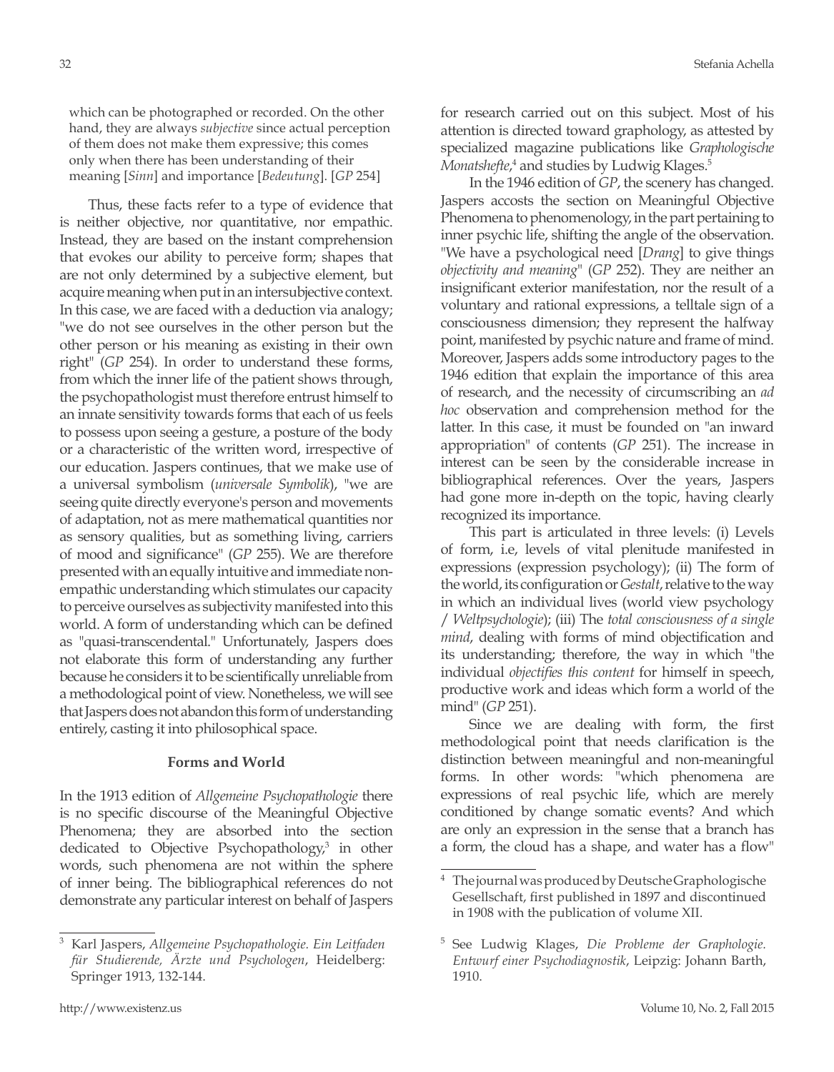> which can be photographed or recorded. On the other hand, they are always *subjective* since actual perception of them does not make them expressive; this comes only when there has been understanding of their meaning [*Sinn*] and importance [*Bedeutung*]. [*GP* 254]

Thus, these facts refer to a type of evidence that is neither objective, nor quantitative, nor empathic. Instead, they are based on the instant comprehension that evokes our ability to perceive form; shapes that are not only determined by a subjective element, but acquire meaning when put in an intersubjective context. In this case, we are faced with a deduction via analogy; "we do not see ourselves in the other person but the other person or his meaning as existing in their own right" (*GP* 254). In order to understand these forms, from which the inner life of the patient shows through, the psychopathologist must therefore entrust himself to an innate sensitivity towards forms that each of us feels to possess upon seeing a gesture, a posture of the body or a characteristic of the written word, irrespective of our education. Jaspers continues, that we make use of a universal symbolism (*universale Symbolik*), "we are seeing quite directly everyone's person and movements of adaptation, not as mere mathematical quantities nor as sensory qualities, but as something living, carriers of mood and significance" (*GP* 255). We are therefore presented with an equally intuitive and immediate non-empathic understanding which stimulates our capacity to perceive ourselves as subjectivity manifested into this world. A form of understanding which can be defined as "quasi-transcendental." Unfortunately, Jaspers does not elaborate this form of understanding any further because he considers it to be scientifically unreliable from a methodological point of view. Nonetheless, we will see that Jaspers does not abandon this form of understanding entirely, casting it into philosophical space.

### Forms and World

In the 1913 edition of *Allgemeine Psychopathologie* there is no specific discourse of the Meaningful Objective Phenomena; they are absorbed into the section dedicated to Objective Psychopathology,[3] in other words, such phenomena are not within the sphere of inner being. The bibliographical references do not demonstrate any particular interest on behalf of Jaspers for research carried out on this subject. Most of his attention is directed toward graphology, as attested by specialized magazine publications like *Graphologische Monatshefte*,[4] and studies by Ludwig Klages.[5]

In the 1946 edition of *GP*, the scenery has changed. Jaspers accosts the section on Meaningful Objective Phenomena to phenomenology, in the part pertaining to inner psychic life, shifting the angle of the observation. "We have a psychological need [*Drang*] to give things *objectivity and meaning*" (*GP* 252). They are neither an insignificant exterior manifestation, nor the result of a voluntary and rational expressions, a telltale sign of a consciousness dimension; they represent the halfway point, manifested by psychic nature and frame of mind. Moreover, Jaspers adds some introductory pages to the 1946 edition that explain the importance of this area of research, and the necessity of circumscribing an *ad hoc* observation and comprehension method for the latter. In this case, it must be founded on "an inward appropriation" of contents (*GP* 251). The increase in interest can be seen by the considerable increase in bibliographical references. Over the years, Jaspers had gone more in-depth on the topic, having clearly recognized its importance.

This part is articulated in three levels: (i) Levels of form, i.e, levels of vital plenitude manifested in expressions (expression psychology); (ii) The form of the world, its configuration or *Gestalt*, relative to the way in which an individual lives (world view psychology / *Weltpsychologie*); (iii) The *total consciousness of a single mind*, dealing with forms of mind objectification and its understanding; therefore, the way in which "the individual *objectifies this content* for himself in speech, productive work and ideas which form a world of the mind" (*GP* 251).

Since we are dealing with form, the first methodological point that needs clarification is the distinction between meaningful and non-meaningful forms. In other words: "which phenomena are expressions of real psychic life, which are merely conditioned by change somatic events? And which are only an expression in the sense that a branch has a form, the cloud has a shape, and water has a flow"

---

[3] Karl Jaspers, *Allgemeine Psychopathologie. Ein Leitfaden für Studierende, Ärzte und Psychologen*, Heidelberg: Springer 1913, 132-144.

[4] The journal was produced by Deutsche Graphologische Gesellschaft, first published in 1897 and discontinued in 1908 with the publication of volume XII.

[5] See Ludwig Klages, *Die Probleme der Graphologie. Entwurf einer Psychodiagnostik*, Leipzig: Johann Barth, 1910.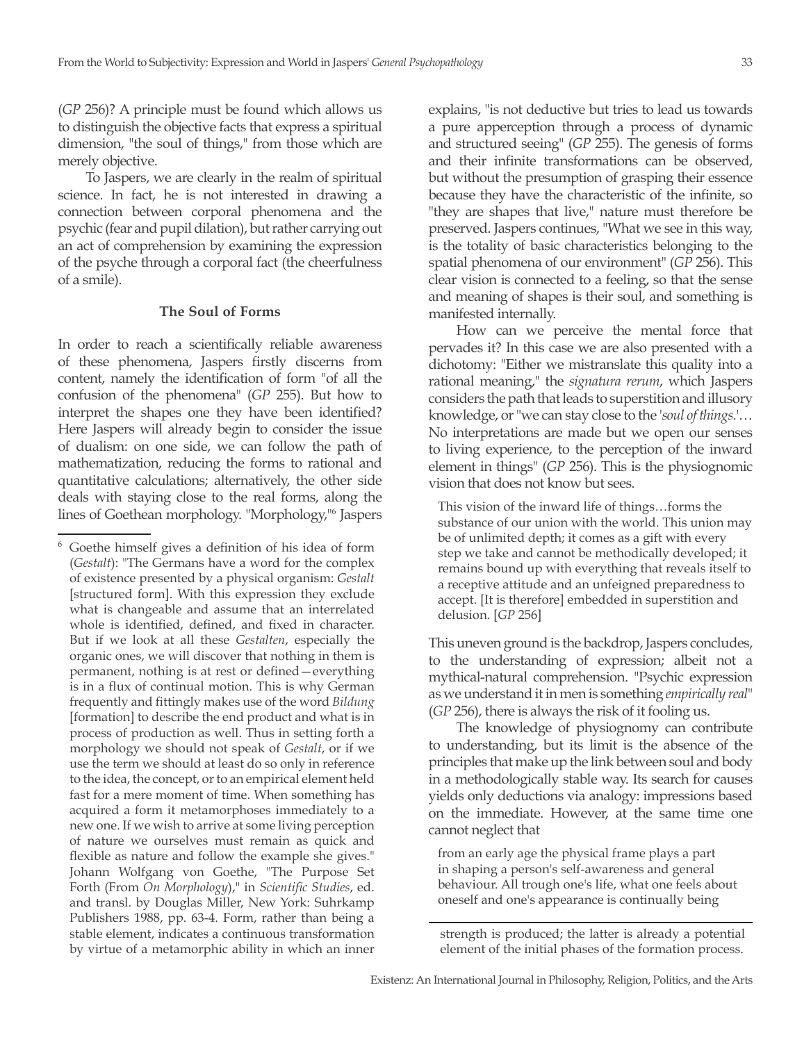(*GP* 256)? A principle must be found which allows us to distinguish the objective facts that express a spiritual dimension, "the soul of things," from those which are merely objective.

To Jaspers, we are clearly in the realm of spiritual science. In fact, he is not interested in drawing a connection between corporal phenomena and the psychic (fear and pupil dilation), but rather carrying out an act of comprehension by examining the expression of the psyche through a corporal fact (the cheerfulness of a smile).

### The Soul of Forms

In order to reach a scientifically reliable awareness of these phenomena, Jaspers firstly discerns from content, namely the identification of form "of all the confusion of the phenomena" (*GP* 255). But how to interpret the shapes one they have been identified? Here Jaspers will already begin to consider the issue of dualism: on one side, we can follow the path of mathematization, reducing the forms to rational and quantitative calculations; alternatively, the other side deals with staying close to the real forms, along the lines of Goethean morphology. "Morphology,"[6] Jaspers explains, "is not deductive but tries to lead us towards a pure apperception through a process of dynamic and structured seeing" (*GP* 255). The genesis of forms and their infinite transformations can be observed, but without the presumption of grasping their essence because they have the characteristic of the infinite, so "they are shapes that live," nature must therefore be preserved. Jaspers continues, "What we see in this way, is the totality of basic characteristics belonging to the spatial phenomena of our environment" (*GP* 256). This clear vision is connected to a feeling, so that the sense and meaning of shapes is their soul, and something is manifested internally.

How can we perceive the mental force that pervades it? In this case we are also presented with a dichotomy: "Either we mistranslate this quality into a rational meaning," the *signatura rerum*, which Jaspers considers the path that leads to superstition and illusory knowledge, or "we can stay close to the '*soul of things*.'… No interpretations are made but we open our senses to living experience, to the perception of the inward element in things" (*GP* 256). This is the physiognomic vision that does not know but sees.

> This vision of the inward life of things…forms the substance of our union with the world. This union may be of unlimited depth; it comes as a gift with every step we take and cannot be methodically developed; it remains bound up with everything that reveals itself to a receptive attitude and an unfeigned preparedness to accept. [It is therefore] embedded in superstition and delusion. [*GP* 256]

This uneven ground is the backdrop, Jaspers concludes, to the understanding of expression; albeit not a mythical-natural comprehension. "Psychic expression as we understand it in men is something *empirically real*" (*GP* 256), there is always the risk of it fooling us.

The knowledge of physiognomy can contribute to understanding, but its limit is the absence of the principles that make up the link between soul and body in a methodologically stable way. Its search for causes yields only deductions via analogy: impressions based on the immediate. However, at the same time one cannot neglect that

> from an early age the physical frame plays a part in shaping a person's self-awareness and general behaviour. All trough one's life, what one feels about oneself and one's appearance is continually being

---

[6] Goethe himself gives a definition of his idea of form (*Gestalt*): "The Germans have a word for the complex of existence presented by a physical organism: *Gestalt* [structured form]. With this expression they exclude what is changeable and assume that an interrelated whole is identified, defined, and fixed in character. But if we look at all these *Gestalten*, especially the organic ones, we will discover that nothing in them is permanent, nothing is at rest or defined—everything is in a flux of continual motion. This is why German frequently and fittingly makes use of the word *Bildung* [formation] to describe the end product and what is in process of production as well. Thus in setting forth a morphology we should not speak of *Gestalt*, or if we use the term we should at least do so only in reference to the idea, the concept, or to an empirical element held fast for a mere moment of time. When something has acquired a form it metamorphoses immediately to a new one. If we wish to arrive at some living perception of nature we ourselves must remain as quick and flexible as nature and follow the example she gives." Johann Wolfgang von Goethe, "The Purpose Set Forth (From *On Morphology*)," in *Scientific Studies*, ed. and transl. by Douglas Miller, New York: Suhrkamp Publishers 1988, pp. 63-4. Form, rather than being a stable element, indicates a continuous transformation by virtue of a metamorphic ability in which an inner strength is produced; the latter is already a potential element of the initial phases of the formation process.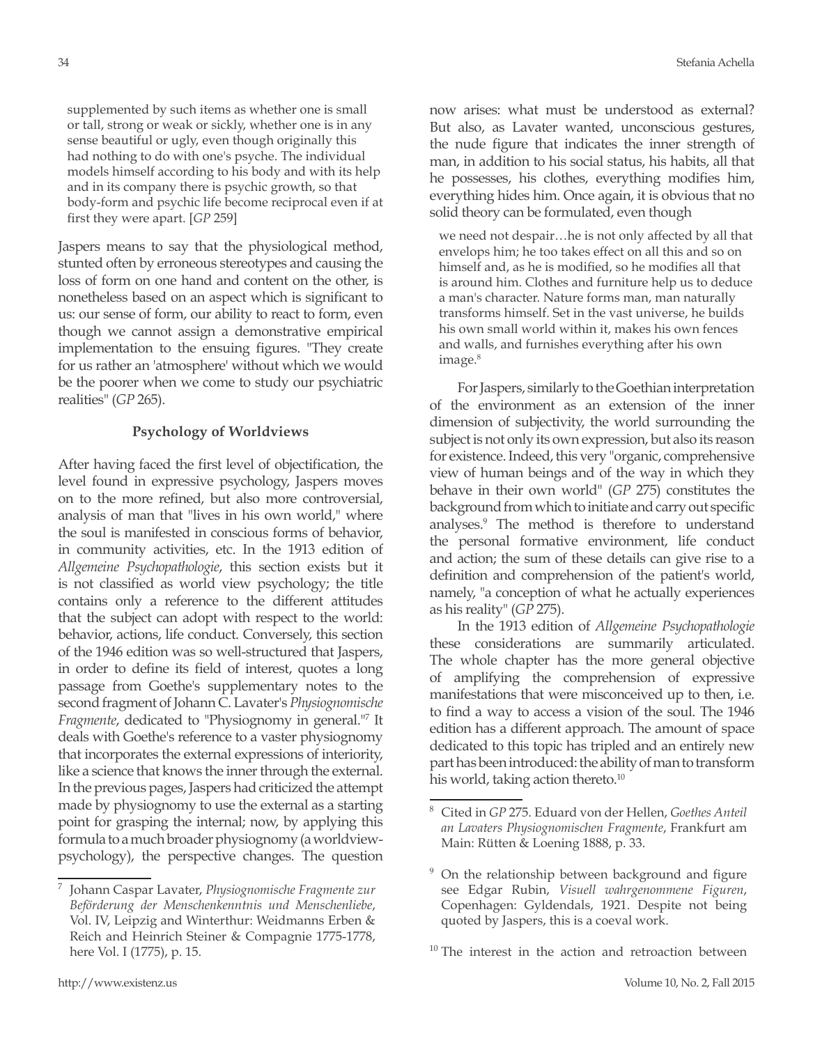> supplemented by such items as whether one is small or tall, strong or weak or sickly, whether one is in any sense beautiful or ugly, even though originally this had nothing to do with one's psyche. The individual models himself according to his body and with its help and in its company there is psychic growth, so that body-form and psychic life become reciprocal even if at first they were apart. [*GP* 259]

Jaspers means to say that the physiological method, stunted often by erroneous stereotypes and causing the loss of form on one hand and content on the other, is nonetheless based on an aspect which is significant to us: our sense of form, our ability to react to form, even though we cannot assign a demonstrative empirical implementation to the ensuing figures. "They create for us rather an 'atmosphere' without which we would be the poorer when we come to study our psychiatric realities" (*GP* 265).

### Psychology of Worldviews

After having faced the first level of objectification, the level found in expressive psychology, Jaspers moves on to the more refined, but also more controversial, analysis of man that "lives in his own world," where the soul is manifested in conscious forms of behavior, in community activities, etc. In the 1913 edition of *Allgemeine Psychopathologie*, this section exists but it is not classified as world view psychology; the title contains only a reference to the different attitudes that the subject can adopt with respect to the world: behavior, actions, life conduct. Conversely, this section of the 1946 edition was so well-structured that Jaspers, in order to define its field of interest, quotes a long passage from Goethe's supplementary notes to the second fragment of Johann C. Lavater's *Physiognomische Fragmente*, dedicated to "Physiognomy in general."[7] It deals with Goethe's reference to a vaster physiognomy that incorporates the external expressions of interiority, like a science that knows the inner through the external. In the previous pages, Jaspers had criticized the attempt made by physiognomy to use the external as a starting point for grasping the internal; now, by applying this formula to a much broader physiognomy (a worldview-psychology), the perspective changes. The question now arises: what must be understood as external? But also, as Lavater wanted, unconscious gestures, the nude figure that indicates the inner strength of man, in addition to his social status, his habits, all that he possesses, his clothes, everything modifies him, everything hides him. Once again, it is obvious that no solid theory can be formulated, even though

> we need not despair…he is not only affected by all that envelops him; he too takes effect on all this and so on himself and, as he is modified, so he modifies all that is around him. Clothes and furniture help us to deduce a man's character. Nature forms man, man naturally transforms himself. Set in the vast universe, he builds his own small world within it, makes his own fences and walls, and furnishes everything after his own image.[8]

For Jaspers, similarly to the Goethian interpretation of the environment as an extension of the inner dimension of subjectivity, the world surrounding the subject is not only its own expression, but also its reason for existence. Indeed, this very "organic, comprehensive view of human beings and of the way in which they behave in their own world" (*GP* 275) constitutes the background from which to initiate and carry out specific analyses.[9] The method is therefore to understand the personal formative environment, life conduct and action; the sum of these details can give rise to a definition and comprehension of the patient's world, namely, "a conception of what he actually experiences as his reality" (*GP* 275).

In the 1913 edition of *Allgemeine Psychopathologie* these considerations are summarily articulated. The whole chapter has the more general objective of amplifying the comprehension of expressive manifestations that were misconceived up to then, i.e. to find a way to access a vision of the soul. The 1946 edition has a different approach. The amount of space dedicated to this topic has tripled and an entirely new part has been introduced: the ability of man to transform his world, taking action thereto.[10]

---

[7] Johann Caspar Lavater, *Physiognomische Fragmente zur Beförderung der Menschenkenntnis und Menschenliebe*, Vol. IV, Leipzig and Winterthur: Weidmanns Erben & Reich and Heinrich Steiner & Compagnie 1775-1778, here Vol. I (1775), p. 15.

[8] Cited in *GP* 275. Eduard von der Hellen, *Goethes Anteil an Lavaters Physiognomischen Fragmente*, Frankfurt am Main: Rütten & Loening 1888, p. 33.

[9] On the relationship between background and figure see Edgar Rubin, *Visuell wahrgenommene Figuren*, Copenhagen: Gyldendals, 1921. Despite not being quoted by Jaspers, this is a coeval work.

[10] The interest in the action and retroaction between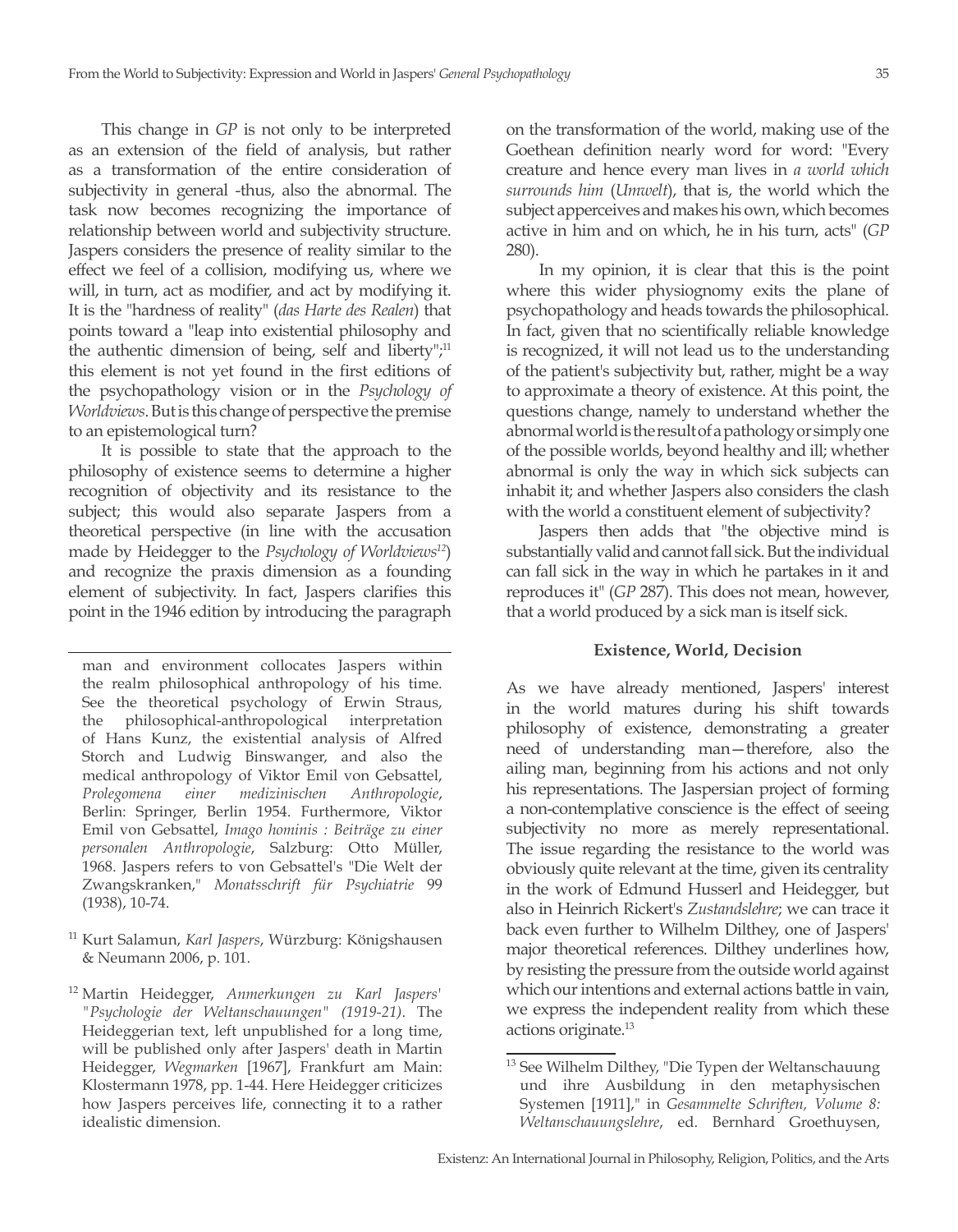This change in *GP* is not only to be interpreted as an extension of the field of analysis, but rather as a transformation of the entire consideration of subjectivity in general -thus, also the abnormal. The task now becomes recognizing the importance of relationship between world and subjectivity structure. Jaspers considers the presence of reality similar to the effect we feel of a collision, modifying us, where we will, in turn, act as modifier, and act by modifying it. It is the "hardness of reality" (*das Harte des Realen*) that points toward a "leap into existential philosophy and the authentic dimension of being, self and liberty";[11] this element is not yet found in the first editions of the psychopathology vision or in the *Psychology of Worldviews*. But is this change of perspective the premise to an epistemological turn?

It is possible to state that the approach to the philosophy of existence seems to determine a higher recognition of objectivity and its resistance to the subject; this would also separate Jaspers from a theoretical perspective (in line with the accusation made by Heidegger to the *Psychology of Worldviews*[12]) and recognize the praxis dimension as a founding element of subjectivity. In fact, Jaspers clarifies this point in the 1946 edition by introducing the paragraph on the transformation of the world, making use of the Goethean definition nearly word for word: "Every creature and hence every man lives in *a world which surrounds him* (*Umwelt*), that is, the world which the subject apperceives and makes his own, which becomes active in him and on which, he in his turn, acts" (*GP* 280).

In my opinion, it is clear that this is the point where this wider physiognomy exits the plane of psychopathology and heads towards the philosophical. In fact, given that no scientifically reliable knowledge is recognized, it will not lead us to the understanding of the patient's subjectivity but, rather, might be a way to approximate a theory of existence. At this point, the questions change, namely to understand whether the abnormal world is the result of a pathology or simply one of the possible worlds, beyond healthy and ill; whether abnormal is only the way in which sick subjects can inhabit it; and whether Jaspers also considers the clash with the world a constituent element of subjectivity?

Jaspers then adds that "the objective mind is substantially valid and cannot fall sick. But the individual can fall sick in the way in which he partakes in it and reproduces it" (*GP* 287). This does not mean, however, that a world produced by a sick man is itself sick.

## Existence, World, Decision

As we have already mentioned, Jaspers' interest in the world matures during his shift towards philosophy of existence, demonstrating a greater need of understanding man—therefore, also the ailing man, beginning from his actions and not only his representations. The Jaspersian project of forming a non-contemplative conscience is the effect of seeing subjectivity no more as merely representational. The issue regarding the resistance to the world was obviously quite relevant at the time, given its centrality in the work of Edmund Husserl and Heidegger, but also in Heinrich Rickert's *Zustandslehre*; we can trace it back even further to Wilhelm Dilthey, one of Jaspers' major theoretical references. Dilthey underlines how, by resisting the pressure from the outside world against which our intentions and external actions battle in vain, we express the independent reality from which these actions originate.[13]

---

man and environment collocates Jaspers within the realm philosophical anthropology of his time. See the theoretical psychology of Erwin Straus, the philosophical-anthropological interpretation of Hans Kunz, the existential analysis of Alfred Storch and Ludwig Binswanger, and also the medical anthropology of Viktor Emil von Gebsattel, *Prolegomena einer medizinischen Anthropologie*, Berlin: Springer, Berlin 1954. Furthermore, Viktor Emil von Gebsattel, *Imago hominis : Beiträge zu einer personalen Anthropologie*, Salzburg: Otto Müller, 1968. Jaspers refers to von Gebsattel's "Die Welt der Zwangskranken," *Monatsschrift für Psychiatrie* 99 (1938), 10-74.

[11] Kurt Salamun, *Karl Jaspers*, Würzburg: Königshausen & Neumann 2006, p. 101.

[12] Martin Heidegger, *Anmerkungen zu Karl Jaspers' "Psychologie der Weltanschauungen" (1919-21)*. The Heideggerian text, left unpublished for a long time, will be published only after Jaspers' death in Martin Heidegger, *Wegmarken* [1967], Frankfurt am Main: Klostermann 1978, pp. 1-44. Here Heidegger criticizes how Jaspers perceives life, connecting it to a rather idealistic dimension.

[13] See Wilhelm Dilthey, "Die Typen der Weltanschauung und ihre Ausbildung in den metaphysischen Systemen [1911]," in *Gesammelte Schriften, Volume 8: Weltanschauungslehre*, ed. Bernhard Groethuysen,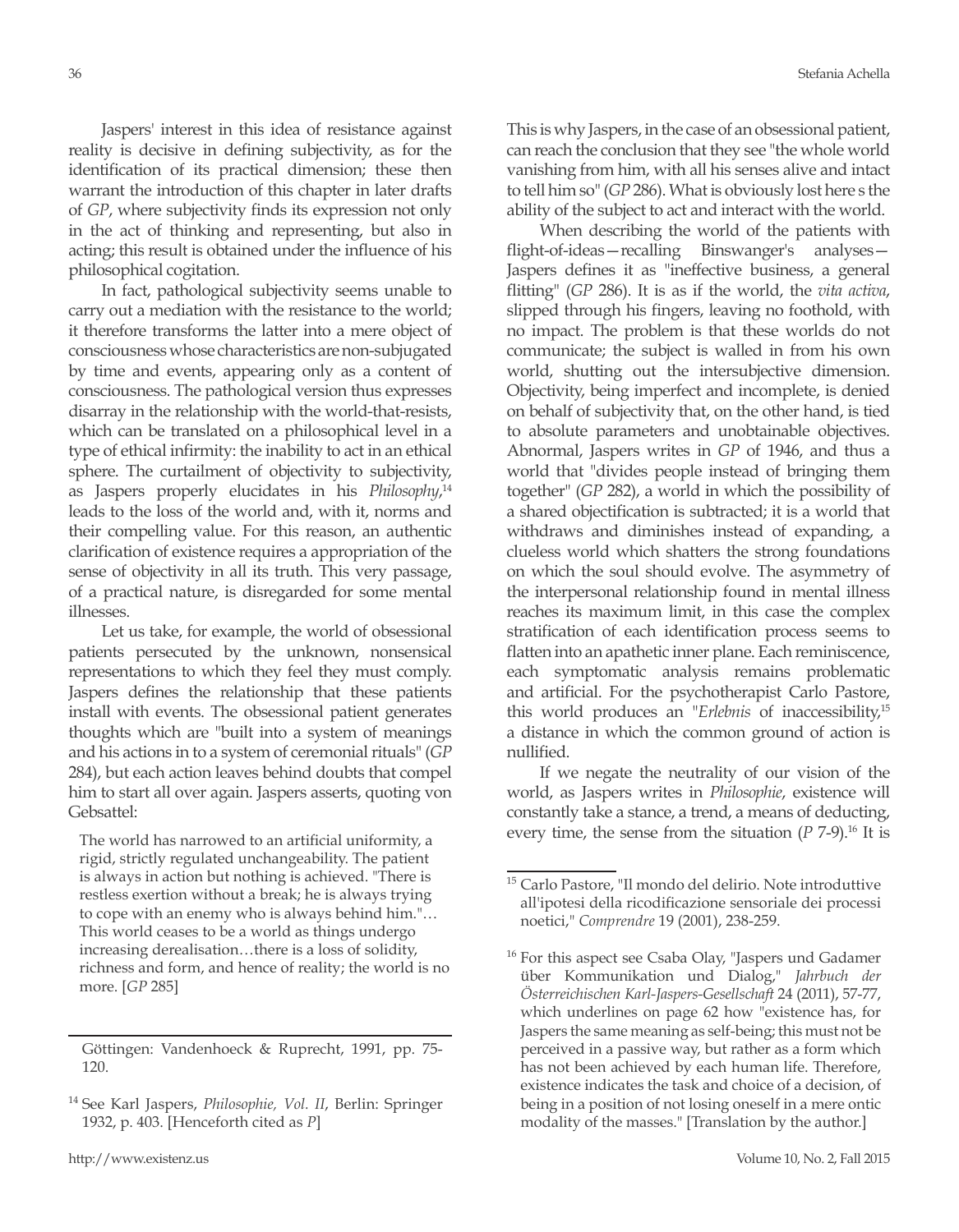Jaspers' interest in this idea of resistance against reality is decisive in defining subjectivity, as for the identification of its practical dimension; these then warrant the introduction of this chapter in later drafts of *GP*, where subjectivity finds its expression not only in the act of thinking and representing, but also in acting; this result is obtained under the influence of his philosophical cogitation.

In fact, pathological subjectivity seems unable to carry out a mediation with the resistance to the world; it therefore transforms the latter into a mere object of consciousness whose characteristics are non-subjugated by time and events, appearing only as a content of consciousness. The pathological version thus expresses disarray in the relationship with the world-that-resists, which can be translated on a philosophical level in a type of ethical infirmity: the inability to act in an ethical sphere. The curtailment of objectivity to subjectivity, as Jaspers properly elucidates in his *Philosophy*,[14] leads to the loss of the world and, with it, norms and their compelling value. For this reason, an authentic clarification of existence requires a appropriation of the sense of objectivity in all its truth. This very passage, of a practical nature, is disregarded for some mental illnesses.

Let us take, for example, the world of obsessional patients persecuted by the unknown, nonsensical representations to which they feel they must comply. Jaspers defines the relationship that these patients install with events. The obsessional patient generates thoughts which are "built into a system of meanings and his actions in to a system of ceremonial rituals" (*GP* 284), but each action leaves behind doubts that compel him to start all over again. Jaspers asserts, quoting von Gebsattel:

> The world has narrowed to an artificial uniformity, a rigid, strictly regulated unchangeability. The patient is always in action but nothing is achieved. "There is restless exertion without a break; he is always trying to cope with an enemy who is always behind him."… This world ceases to be a world as things undergo increasing derealisation…there is a loss of solidity, richness and form, and hence of reality; the world is no more. [*GP* 285]

This is why Jaspers, in the case of an obsessional patient, can reach the conclusion that they see "the whole world vanishing from him, with all his senses alive and intact to tell him so" (*GP* 286). What is obviously lost here s the ability of the subject to act and interact with the world.

When describing the world of the patients with flight-of-ideas—recalling Binswanger's analyses—Jaspers defines it as "ineffective business, a general flitting" (*GP* 286). It is as if the world, the *vita activa*, slipped through his fingers, leaving no foothold, with no impact. The problem is that these worlds do not communicate; the subject is walled in from his own world, shutting out the intersubjective dimension. Objectivity, being imperfect and incomplete, is denied on behalf of subjectivity that, on the other hand, is tied to absolute parameters and unobtainable objectives. Abnormal, Jaspers writes in *GP* of 1946, and thus a world that "divides people instead of bringing them together" (*GP* 282), a world in which the possibility of a shared objectification is subtracted; it is a world that withdraws and diminishes instead of expanding, a clueless world which shatters the strong foundations on which the soul should evolve. The asymmetry of the interpersonal relationship found in mental illness reaches its maximum limit, in this case the complex stratification of each identification process seems to flatten into an apathetic inner plane. Each reminiscence, each symptomatic analysis remains problematic and artificial. For the psychotherapist Carlo Pastore, this world produces an "*Erlebnis* of inaccessibility,[15] a distance in which the common ground of action is nullified.

If we negate the neutrality of our vision of the world, as Jaspers writes in *Philosophie*, existence will constantly take a stance, a trend, a means of deducting, every time, the sense from the situation (*P* 7-9).[16] It is

---

Göttingen: Vandenhoeck & Ruprecht, 1991, pp. 75-120.

[14] See Karl Jaspers, *Philosophie, Vol. II*, Berlin: Springer 1932, p. 403. [Henceforth cited as *P*]

[15] Carlo Pastore, "Il mondo del delirio. Note introduttive all'ipotesi della ricodificazione sensoriale dei processi noetici," *Comprendre* 19 (2001), 238-259.

[16] For this aspect see Csaba Olay, "Jaspers und Gadamer über Kommunikation und Dialog," *Jahrbuch der Österreichischen Karl-Jaspers-Gesellschaft* 24 (2011), 57-77, which underlines on page 62 how "existence has, for Jaspers the same meaning as self-being; this must not be perceived in a passive way, but rather as a form which has not been achieved by each human life. Therefore, existence indicates the task and choice of a decision, of being in a position of not losing oneself in a mere ontic modality of the masses." [Translation by the author.]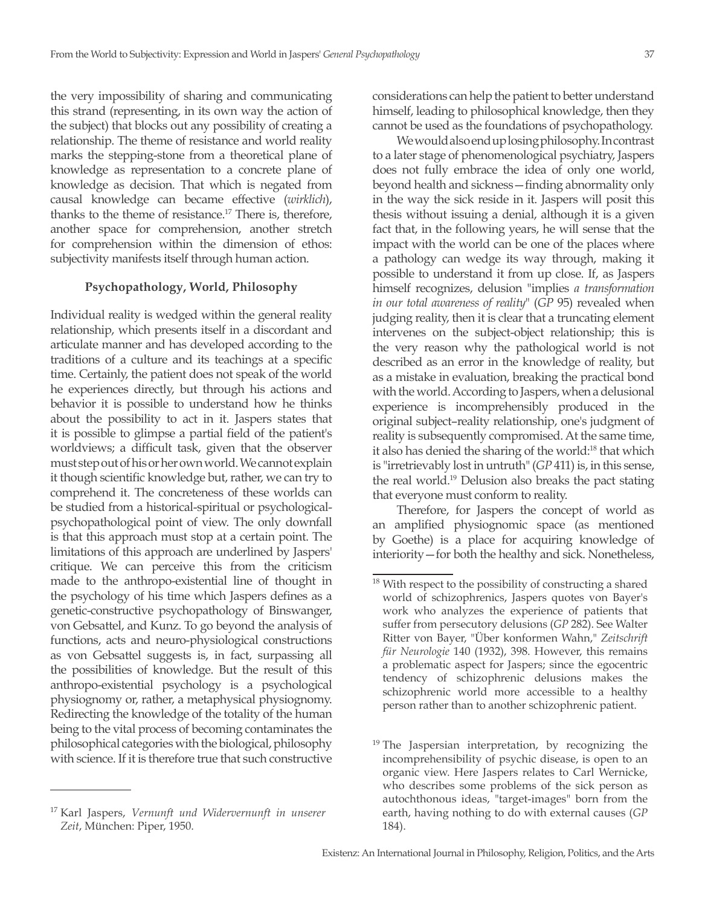the very impossibility of sharing and communicating this strand (representing, in its own way the action of the subject) that blocks out any possibility of creating a relationship. The theme of resistance and world reality marks the stepping-stone from a theoretical plane of knowledge as representation to a concrete plane of knowledge as decision. That which is negated from causal knowledge can became effective (*wirklich*), thanks to the theme of resistance.[17] There is, therefore, another space for comprehension, another stretch for comprehension within the dimension of ethos: subjectivity manifests itself through human action.

## Psychopathology, World, Philosophy

Individual reality is wedged within the general reality relationship, which presents itself in a discordant and articulate manner and has developed according to the traditions of a culture and its teachings at a specific time. Certainly, the patient does not speak of the world he experiences directly, but through his actions and behavior it is possible to understand how he thinks about the possibility to act in it. Jaspers states that it is possible to glimpse a partial field of the patient's worldviews; a difficult task, given that the observer must step out of his or her own world. We cannot explain it though scientific knowledge but, rather, we can try to comprehend it. The concreteness of these worlds can be studied from a historical-spiritual or psychological-psychopathological point of view. The only downfall is that this approach must stop at a certain point. The limitations of this approach are underlined by Jaspers' critique. We can perceive this from the criticism made to the anthropo-existential line of thought in the psychology of his time which Jaspers defines as a genetic-constructive psychopathology of Binswanger, von Gebsattel, and Kunz. To go beyond the analysis of functions, acts and neuro-physiological constructions as von Gebsattel suggests is, in fact, surpassing all the possibilities of knowledge. But the result of this anthropo-existential psychology is a psychological physiognomy or, rather, a metaphysical physiognomy. Redirecting the knowledge of the totality of the human being to the vital process of becoming contaminates the philosophical categories with the biological, philosophy with science. If it is therefore true that such constructive considerations can help the patient to better understand himself, leading to philosophical knowledge, then they cannot be used as the foundations of psychopathology.

We would also end up losing philosophy. In contrast to a later stage of phenomenological psychiatry, Jaspers does not fully embrace the idea of only one world, beyond health and sickness—finding abnormality only in the way the sick reside in it. Jaspers will posit this thesis without issuing a denial, although it is a given fact that, in the following years, he will sense that the impact with the world can be one of the places where a pathology can wedge its way through, making it possible to understand it from up close. If, as Jaspers himself recognizes, delusion "implies *a transformation in our total awareness of reality*" (*GP* 95) revealed when judging reality, then it is clear that a truncating element intervenes on the subject-object relationship; this is the very reason why the pathological world is not described as an error in the knowledge of reality, but as a mistake in evaluation, breaking the practical bond with the world. According to Jaspers, when a delusional experience is incomprehensibly produced in the original subject–reality relationship, one's judgment of reality is subsequently compromised. At the same time, it also has denied the sharing of the world:[18] that which is "irretrievably lost in untruth" (*GP* 411) is, in this sense, the real world.[19] Delusion also breaks the pact stating that everyone must conform to reality.

Therefore, for Jaspers the concept of world as an amplified physiognomic space (as mentioned by Goethe) is a place for acquiring knowledge of interiority—for both the healthy and sick. Nonetheless,

---

[17] Karl Jaspers, *Vernunft und Widervernunft in unserer Zeit*, München: Piper, 1950.

[18] With respect to the possibility of constructing a shared world of schizophrenics, Jaspers quotes von Bayer's work who analyzes the experience of patients that suffer from persecutory delusions (*GP* 282). See Walter Ritter von Bayer, "Über konformen Wahn," *Zeitschrift für Neurologie* 140 (1932), 398. However, this remains a problematic aspect for Jaspers; since the egocentric tendency of schizophrenic delusions makes the schizophrenic world more accessible to a healthy person rather than to another schizophrenic patient.

[19] The Jaspersian interpretation, by recognizing the incomprehensibility of psychic disease, is open to an organic view. Here Jaspers relates to Carl Wernicke, who describes some problems of the sick person as autochthonous ideas, "target-images" born from the earth, having nothing to do with external causes (*GP* 184).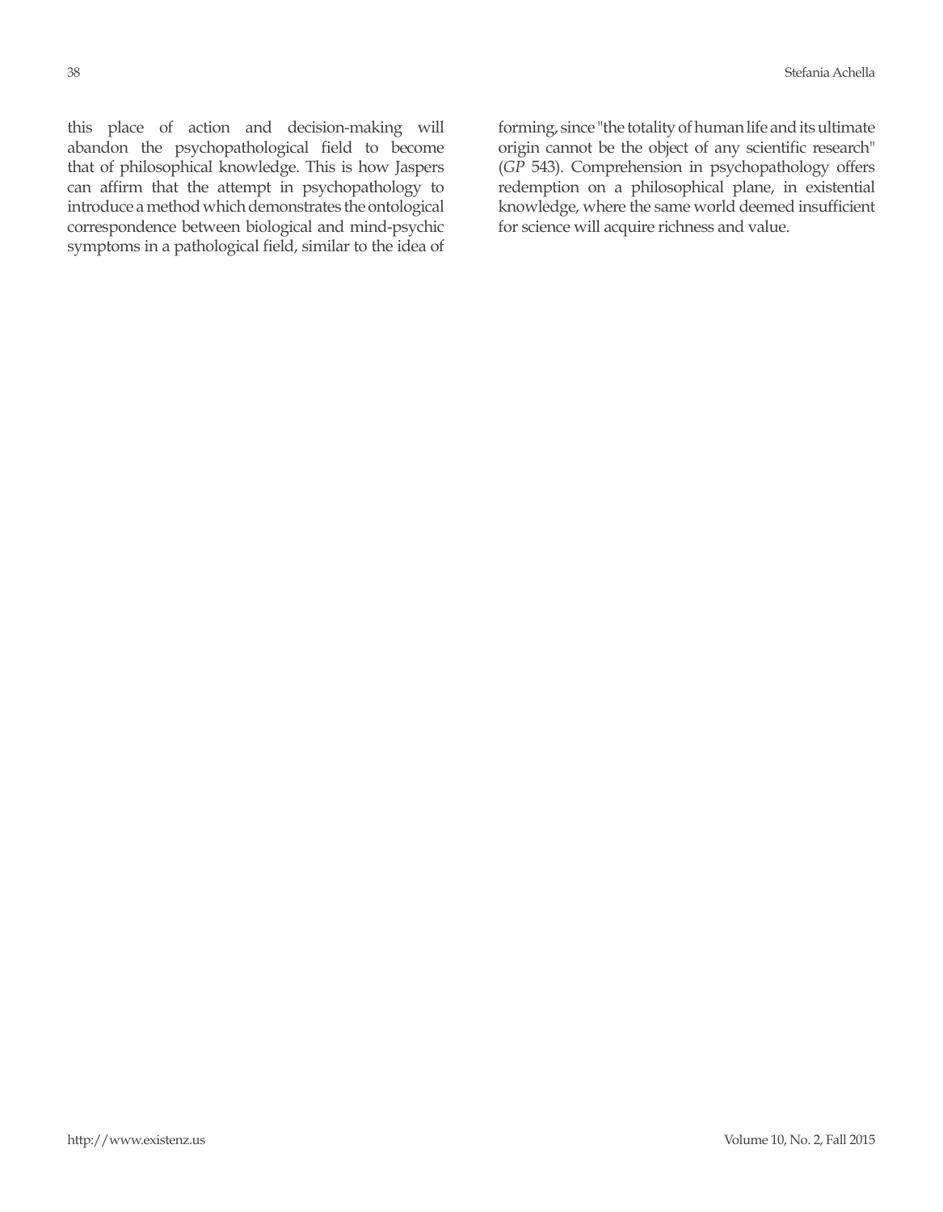this place of action and decision-making will abandon the psychopathological field to become that of philosophical knowledge. This is how Jaspers can affirm that the attempt in psychopathology to introduce a method which demonstrates the ontological correspondence between biological and mind-psychic symptoms in a pathological field, similar to the idea of forming, since "the totality of human life and its ultimate origin cannot be the object of any scientific research" (*GP* 543). Comprehension in psychopathology offers redemption on a philosophical plane, in existential knowledge, where the same world deemed insufficient for science will acquire richness and value.